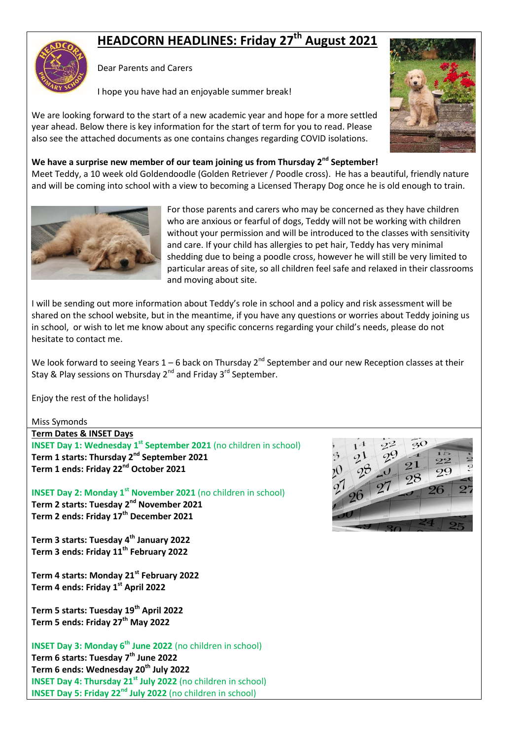# HEADCORN HEADLINES: Friday 27th August 2021

Dear Parents and Carers

I hope you have had an enjoyable summer break!

We are looking forward to the start of a new academic year and hope for a more settled year ahead. Below there is key information for the start of term for you to read. Please also see the attached documents as one contains changes regarding COVID isolations.

**We have a surprise new member of our team joining us from Thursday 2nd September!**

Meet Teddy, a 10 week old Goldendoodle (Golden Retriever / Poodle cross). He has a beautiful, friendly nature and will be coming into school with a view to becoming a Licensed Therapy Dog once he is old enough to train.

For those parents and carers who may be concerned as they have children who are anxious or fearful of dogs, Teddy will not be working with children without your permission and will be introduced to the classes with sensitivity and care. If your child has allergies to pet hair, Teddy has very minimal shedding due to being a poodle cross, however he will still be very limited to particular areas of site, so all children feel safe and relaxed in their classrooms and moving about site.

I will be sending out more information about Teddy's role in school and a policy and risk assessment will be shared on the school website, but in the meantime, if you have any questions or worries about Teddy joining us in school, or wish to let me know about any specific concerns regarding your child's needs, please do not hesitate to contact me.

We look forward to seeing Years 1 – 6 back on Thursday 2nd September and our new Reception classes at their Stay & Play sessions on Thursday 2nd and Friday 3rd September.

Enjoy the rest of the holidays!

Miss Symonds

## Term Dates & INSET Days

**INSET Day 1: Wednesday 1st September 2021** (no children in school)
**Term 1 starts: Thursday 2nd September 2021**
**Term 1 ends: Friday 22nd October 2021**

**INSET Day 2: Monday 1st November 2021** (no children in school)
**Term 2 starts: Tuesday 2nd November 2021**
**Term 2 ends: Friday 17th December 2021**

**Term 3 starts: Tuesday 4th January 2022**
**Term 3 ends: Friday 11th February 2022**

**Term 4 starts: Monday 21st February 2022**
**Term 4 ends: Friday 1st April 2022**

**Term 5 starts: Tuesday 19th April 2022**
**Term 5 ends: Friday 27th May 2022**

**INSET Day 3: Monday 6th June 2022** (no children in school)
**Term 6 starts: Tuesday 7th June 2022**
**Term 6 ends: Wednesday 20th July 2022**
**INSET Day 4: Thursday 21st July 2022** (no children in school)
**INSET Day 5: Friday 22nd July 2022** (no children in school)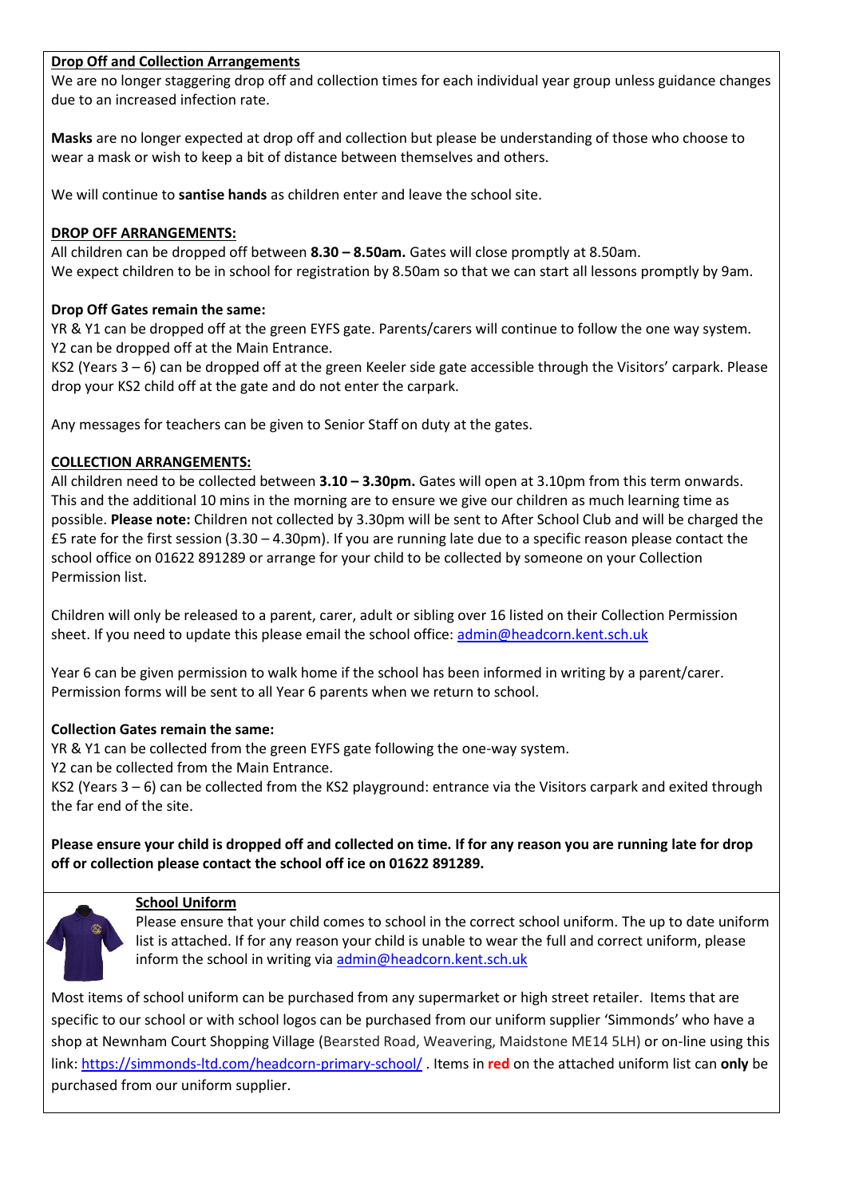## Drop Off and Collection Arrangements

We are no longer staggering drop off and collection times for each individual year group unless guidance changes due to an increased infection rate.

**Masks** are no longer expected at drop off and collection but please be understanding of those who choose to wear a mask or wish to keep a bit of distance between themselves and others.

We will continue to **santise hands** as children enter and leave the school site.

### DROP OFF ARRANGEMENTS:

All children can be dropped off between **8.30 – 8.50am.** Gates will close promptly at 8.50am.
We expect children to be in school for registration by 8.50am so that we can start all lessons promptly by 9am.

**Drop Off Gates remain the same:**

YR & Y1 can be dropped off at the green EYFS gate. Parents/carers will continue to follow the one way system.
Y2 can be dropped off at the Main Entrance.
KS2 (Years 3 – 6) can be dropped off at the green Keeler side gate accessible through the Visitors' carpark. Please drop your KS2 child off at the gate and do not enter the carpark.

Any messages for teachers can be given to Senior Staff on duty at the gates.

### COLLECTION ARRANGEMENTS:

All children need to be collected between **3.10 – 3.30pm.** Gates will open at 3.10pm from this term onwards. This and the additional 10 mins in the morning are to ensure we give our children as much learning time as possible. **Please note:** Children not collected by 3.30pm will be sent to After School Club and will be charged the £5 rate for the first session (3.30 – 4.30pm). If you are running late due to a specific reason please contact the school office on 01622 891289 or arrange for your child to be collected by someone on your Collection Permission list.

Children will only be released to a parent, carer, adult or sibling over 16 listed on their Collection Permission sheet. If you need to update this please email the school office: admin@headcorn.kent.sch.uk

Year 6 can be given permission to walk home if the school has been informed in writing by a parent/carer. Permission forms will be sent to all Year 6 parents when we return to school.

**Collection Gates remain the same:**

YR & Y1 can be collected from the green EYFS gate following the one-way system.
Y2 can be collected from the Main Entrance.
KS2 (Years 3 – 6) can be collected from the KS2 playground: entrance via the Visitors carpark and exited through the far end of the site.

**Please ensure your child is dropped off and collected on time. If for any reason you are running late for drop off or collection please contact the school off ice on 01622 891289.**

## School Uniform

Please ensure that your child comes to school in the correct school uniform. The up to date uniform list is attached. If for any reason your child is unable to wear the full and correct uniform, please inform the school in writing via admin@headcorn.kent.sch.uk

Most items of school uniform can be purchased from any supermarket or high street retailer. Items that are specific to our school or with school logos can be purchased from our uniform supplier 'Simmonds' who have a shop at Newnham Court Shopping Village (Bearsted Road, Weavering, Maidstone ME14 5LH) or on-line using this link: https://simmonds-ltd.com/headcorn-primary-school/ . Items in **red** on the attached uniform list can **only** be purchased from our uniform supplier.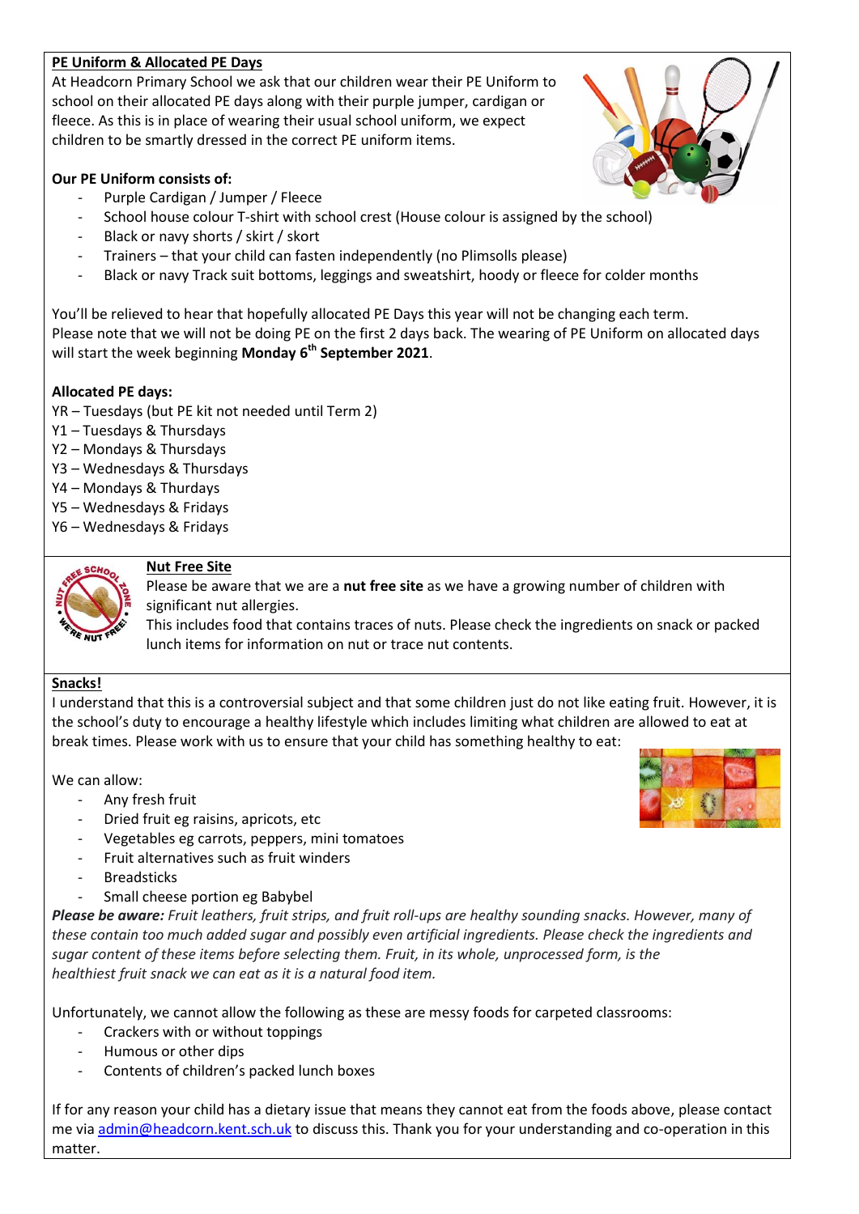## PE Uniform & Allocated PE Days

At Headcorn Primary School we ask that our children wear their PE Uniform to school on their allocated PE days along with their purple jumper, cardigan or fleece. As this is in place of wearing their usual school uniform, we expect children to be smartly dressed in the correct PE uniform items.

**Our PE Uniform consists of:**

- Purple Cardigan / Jumper / Fleece
- School house colour T-shirt with school crest (House colour is assigned by the school)
- Black or navy shorts / skirt / skort
- Trainers – that your child can fasten independently (no Plimsolls please)
- Black or navy Track suit bottoms, leggings and sweatshirt, hoody or fleece for colder months

You'll be relieved to hear that hopefully allocated PE Days this year will not be changing each term.
Please note that we will not be doing PE on the first 2 days back. The wearing of PE Uniform on allocated days will start the week beginning **Monday 6th September 2021**.

**Allocated PE days:**

YR – Tuesdays (but PE kit not needed until Term 2)
Y1 – Tuesdays & Thursdays
Y2 – Mondays & Thursdays
Y3 – Wednesdays & Thursdays
Y4 – Mondays & Thurdays
Y5 – Wednesdays & Fridays
Y6 – Wednesdays & Fridays

## Nut Free Site

Please be aware that we are a **nut free site** as we have a growing number of children with significant nut allergies.
This includes food that contains traces of nuts. Please check the ingredients on snack or packed lunch items for information on nut or trace nut contents.

## Snacks!

I understand that this is a controversial subject and that some children just do not like eating fruit. However, it is the school's duty to encourage a healthy lifestyle which includes limiting what children are allowed to eat at break times. Please work with us to ensure that your child has something healthy to eat:

We can allow:

- Any fresh fruit
- Dried fruit eg raisins, apricots, etc
- Vegetables eg carrots, peppers, mini tomatoes
- Fruit alternatives such as fruit winders
- Breadsticks
- Small cheese portion eg Babybel

***Please be aware:*** *Fruit leathers, fruit strips, and fruit roll-ups are healthy sounding snacks. However, many of these contain too much added sugar and possibly even artificial ingredients. Please check the ingredients and sugar content of these items before selecting them. Fruit, in its whole, unprocessed form, is the healthiest fruit snack we can eat as it is a natural food item.*

Unfortunately, we cannot allow the following as these are messy foods for carpeted classrooms:

- Crackers with or without toppings
- Humous or other dips
- Contents of children's packed lunch boxes

If for any reason your child has a dietary issue that means they cannot eat from the foods above, please contact me via admin@headcorn.kent.sch.uk to discuss this. Thank you for your understanding and co-operation in this matter.